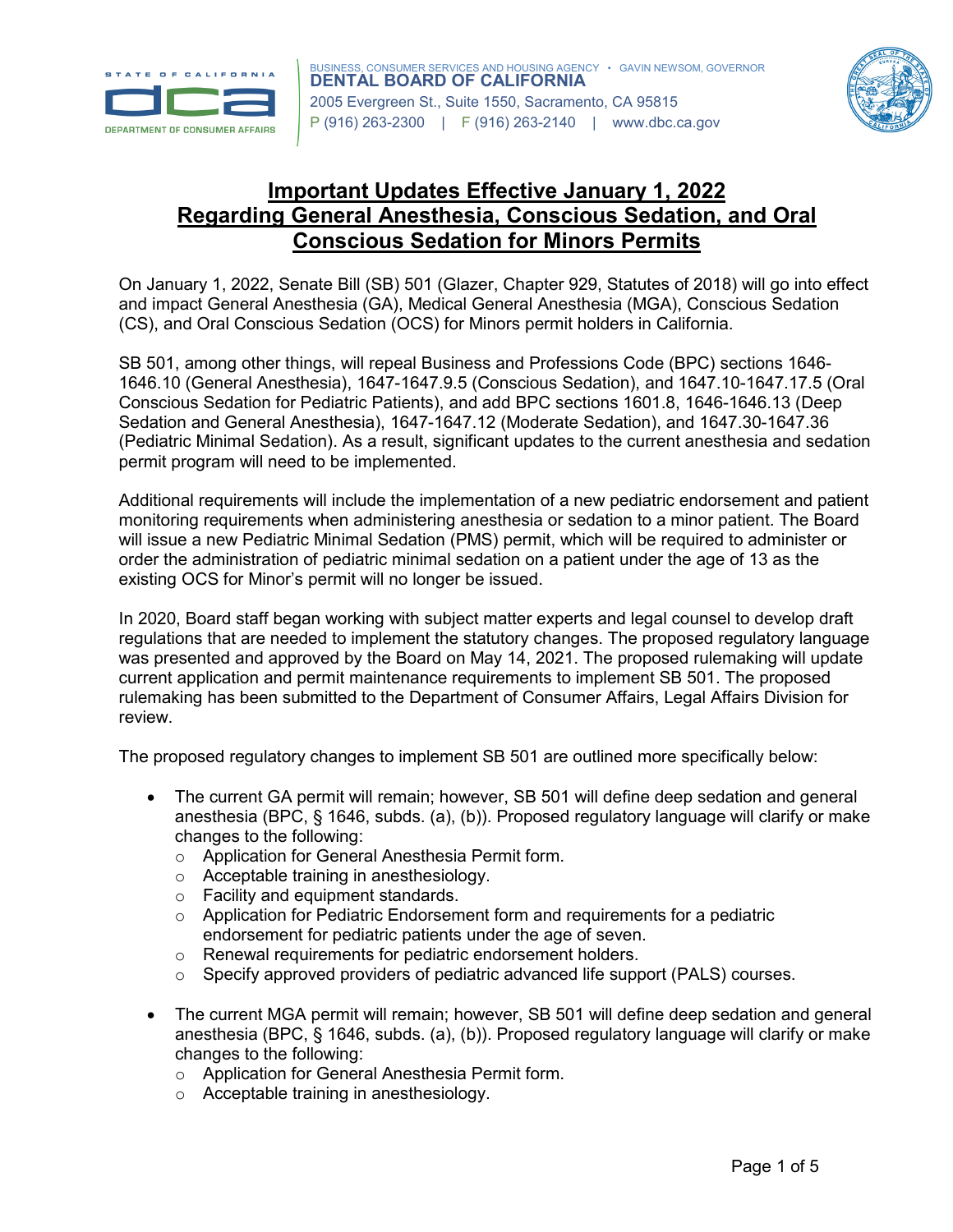BUSINESS, CONSUMER SERVICES AND HOUSING AGENCY • GAVIN NEWSOM, GOVERNOR
**DENTAL BOARD OF CALIFORNIA**
2005 Evergreen St., Suite 1550, Sacramento, CA 95815
P (916) 263-2300 | F (916) 263-2140 | www.dbc.ca.gov

# Important Updates Effective January 1, 2022 Regarding General Anesthesia, Conscious Sedation, and Oral Conscious Sedation for Minors Permits

On January 1, 2022, Senate Bill (SB) 501 (Glazer, Chapter 929, Statutes of 2018) will go into effect and impact General Anesthesia (GA), Medical General Anesthesia (MGA), Conscious Sedation (CS), and Oral Conscious Sedation (OCS) for Minors permit holders in California.

SB 501, among other things, will repeal Business and Professions Code (BPC) sections 1646-1646.10 (General Anesthesia), 1647-1647.9.5 (Conscious Sedation), and 1647.10-1647.17.5 (Oral Conscious Sedation for Pediatric Patients), and add BPC sections 1601.8, 1646-1646.13 (Deep Sedation and General Anesthesia), 1647-1647.12 (Moderate Sedation), and 1647.30-1647.36 (Pediatric Minimal Sedation). As a result, significant updates to the current anesthesia and sedation permit program will need to be implemented.

Additional requirements will include the implementation of a new pediatric endorsement and patient monitoring requirements when administering anesthesia or sedation to a minor patient. The Board will issue a new Pediatric Minimal Sedation (PMS) permit, which will be required to administer or order the administration of pediatric minimal sedation on a patient under the age of 13 as the existing OCS for Minor's permit will no longer be issued.

In 2020, Board staff began working with subject matter experts and legal counsel to develop draft regulations that are needed to implement the statutory changes. The proposed regulatory language was presented and approved by the Board on May 14, 2021. The proposed rulemaking will update current application and permit maintenance requirements to implement SB 501. The proposed rulemaking has been submitted to the Department of Consumer Affairs, Legal Affairs Division for review.

The proposed regulatory changes to implement SB 501 are outlined more specifically below:

- The current GA permit will remain; however, SB 501 will define deep sedation and general anesthesia (BPC, § 1646, subds. (a), (b)). Proposed regulatory language will clarify or make changes to the following:
  - Application for General Anesthesia Permit form.
  - Acceptable training in anesthesiology.
  - Facility and equipment standards.
  - Application for Pediatric Endorsement form and requirements for a pediatric endorsement for pediatric patients under the age of seven.
  - Renewal requirements for pediatric endorsement holders.
  - Specify approved providers of pediatric advanced life support (PALS) courses.
- The current MGA permit will remain; however, SB 501 will define deep sedation and general anesthesia (BPC, § 1646, subds. (a), (b)). Proposed regulatory language will clarify or make changes to the following:
  - Application for General Anesthesia Permit form.
  - Acceptable training in anesthesiology.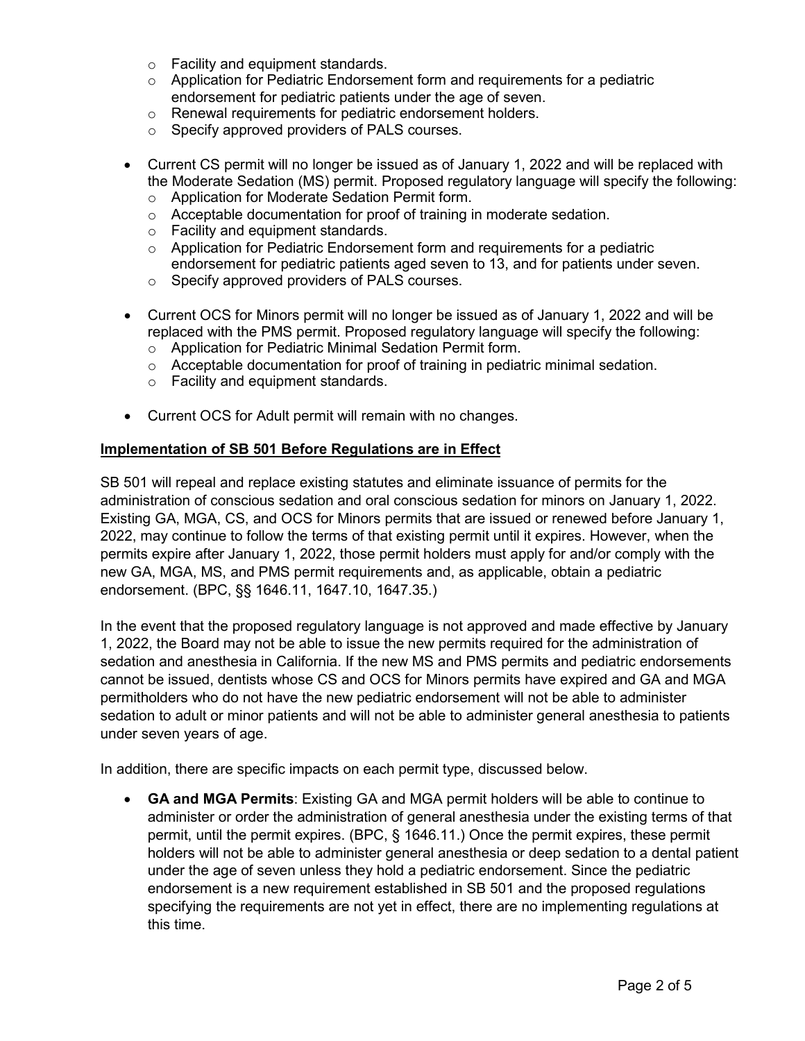- Facility and equipment standards.
- Application for Pediatric Endorsement form and requirements for a pediatric endorsement for pediatric patients under the age of seven.
- Renewal requirements for pediatric endorsement holders.
- Specify approved providers of PALS courses.

- Current CS permit will no longer be issued as of January 1, 2022 and will be replaced with the Moderate Sedation (MS) permit. Proposed regulatory language will specify the following:
  - Application for Moderate Sedation Permit form.
  - Acceptable documentation for proof of training in moderate sedation.
  - Facility and equipment standards.
  - Application for Pediatric Endorsement form and requirements for a pediatric endorsement for pediatric patients aged seven to 13, and for patients under seven.
  - Specify approved providers of PALS courses.

- Current OCS for Minors permit will no longer be issued as of January 1, 2022 and will be replaced with the PMS permit. Proposed regulatory language will specify the following:
  - Application for Pediatric Minimal Sedation Permit form.
  - Acceptable documentation for proof of training in pediatric minimal sedation.
  - Facility and equipment standards.

- Current OCS for Adult permit will remain with no changes.

**Implementation of SB 501 Before Regulations are in Effect**

SB 501 will repeal and replace existing statutes and eliminate issuance of permits for the administration of conscious sedation and oral conscious sedation for minors on January 1, 2022. Existing GA, MGA, CS, and OCS for Minors permits that are issued or renewed before January 1, 2022, may continue to follow the terms of that existing permit until it expires. However, when the permits expire after January 1, 2022, those permit holders must apply for and/or comply with the new GA, MGA, MS, and PMS permit requirements and, as applicable, obtain a pediatric endorsement. (BPC, §§ 1646.11, 1647.10, 1647.35.)

In the event that the proposed regulatory language is not approved and made effective by January 1, 2022, the Board may not be able to issue the new permits required for the administration of sedation and anesthesia in California. If the new MS and PMS permits and pediatric endorsements cannot be issued, dentists whose CS and OCS for Minors permits have expired and GA and MGA permitholders who do not have the new pediatric endorsement will not be able to administer sedation to adult or minor patients and will not be able to administer general anesthesia to patients under seven years of age.

In addition, there are specific impacts on each permit type, discussed below.

- **GA and MGA Permits**: Existing GA and MGA permit holders will be able to continue to administer or order the administration of general anesthesia under the existing terms of that permit, until the permit expires. (BPC, § 1646.11.) Once the permit expires, these permit holders will not be able to administer general anesthesia or deep sedation to a dental patient under the age of seven unless they hold a pediatric endorsement. Since the pediatric endorsement is a new requirement established in SB 501 and the proposed regulations specifying the requirements are not yet in effect, there are no implementing regulations at this time.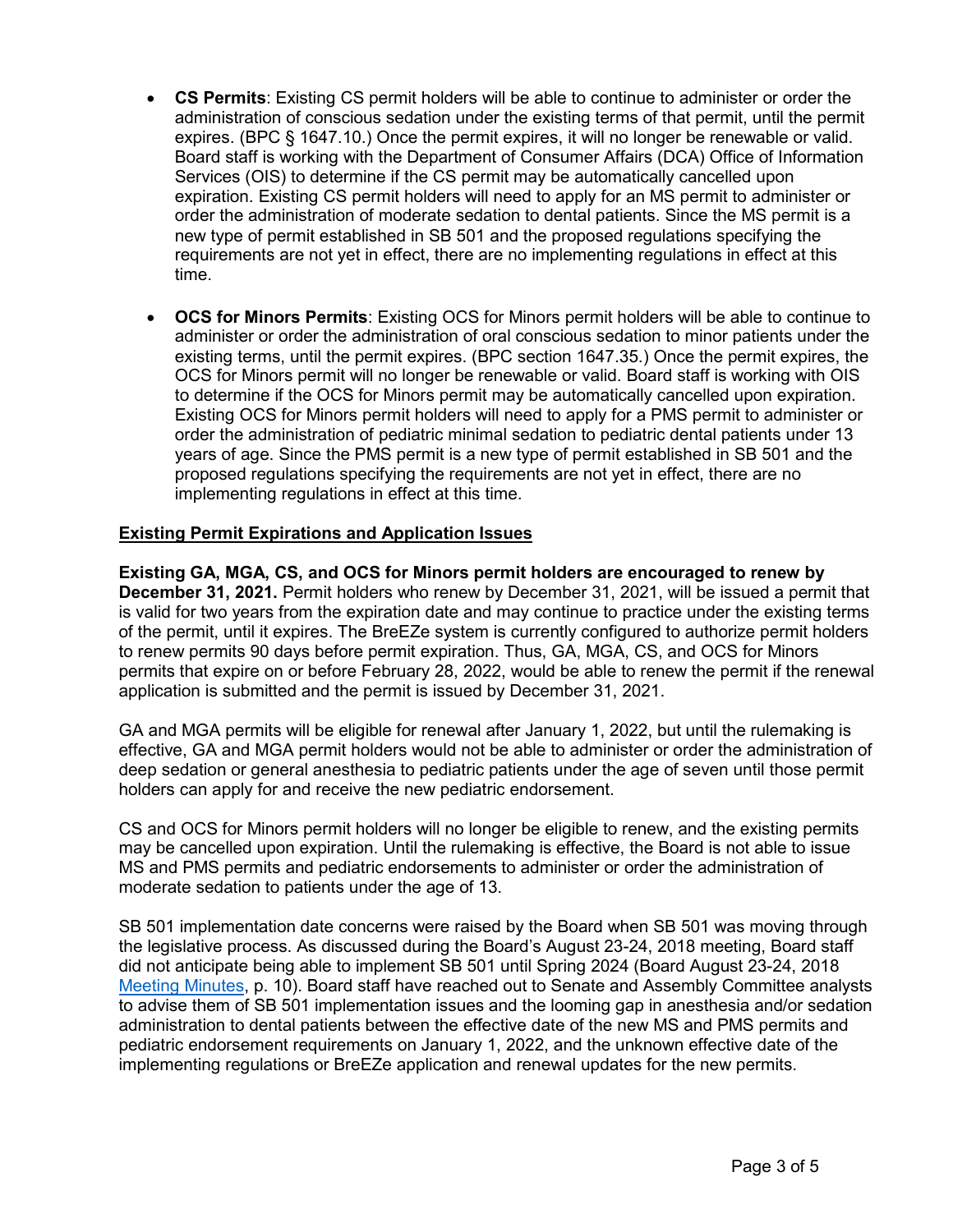- **CS Permits**: Existing CS permit holders will be able to continue to administer or order the administration of conscious sedation under the existing terms of that permit, until the permit expires. (BPC § 1647.10.) Once the permit expires, it will no longer be renewable or valid. Board staff is working with the Department of Consumer Affairs (DCA) Office of Information Services (OIS) to determine if the CS permit may be automatically cancelled upon expiration. Existing CS permit holders will need to apply for an MS permit to administer or order the administration of moderate sedation to dental patients. Since the MS permit is a new type of permit established in SB 501 and the proposed regulations specifying the requirements are not yet in effect, there are no implementing regulations in effect at this time.

- **OCS for Minors Permits**: Existing OCS for Minors permit holders will be able to continue to administer or order the administration of oral conscious sedation to minor patients under the existing terms, until the permit expires. (BPC section 1647.35.) Once the permit expires, the OCS for Minors permit will no longer be renewable or valid. Board staff is working with OIS to determine if the OCS for Minors permit may be automatically cancelled upon expiration. Existing OCS for Minors permit holders will need to apply for a PMS permit to administer or order the administration of pediatric minimal sedation to pediatric dental patients under 13 years of age. Since the PMS permit is a new type of permit established in SB 501 and the proposed regulations specifying the requirements are not yet in effect, there are no implementing regulations in effect at this time.

<u>**Existing Permit Expirations and Application Issues**</u>

**Existing GA, MGA, CS, and OCS for Minors permit holders are encouraged to renew by December 31, 2021.** Permit holders who renew by December 31, 2021, will be issued a permit that is valid for two years from the expiration date and may continue to practice under the existing terms of the permit, until it expires. The BreEZe system is currently configured to authorize permit holders to renew permits 90 days before permit expiration. Thus, GA, MGA, CS, and OCS for Minors permits that expire on or before February 28, 2022, would be able to renew the permit if the renewal application is submitted and the permit is issued by December 31, 2021.

GA and MGA permits will be eligible for renewal after January 1, 2022, but until the rulemaking is effective, GA and MGA permit holders would not be able to administer or order the administration of deep sedation or general anesthesia to pediatric patients under the age of seven until those permit holders can apply for and receive the new pediatric endorsement.

CS and OCS for Minors permit holders will no longer be eligible to renew, and the existing permits may be cancelled upon expiration. Until the rulemaking is effective, the Board is not able to issue MS and PMS permits and pediatric endorsements to administer or order the administration of moderate sedation to patients under the age of 13.

SB 501 implementation date concerns were raised by the Board when SB 501 was moving through the legislative process. As discussed during the Board's August 23-24, 2018 meeting, Board staff did not anticipate being able to implement SB 501 until Spring 2024 (Board August 23-24, 2018 Meeting Minutes, p. 10). Board staff have reached out to Senate and Assembly Committee analysts to advise them of SB 501 implementation issues and the looming gap in anesthesia and/or sedation administration to dental patients between the effective date of the new MS and PMS permits and pediatric endorsement requirements on January 1, 2022, and the unknown effective date of the implementing regulations or BreEZe application and renewal updates for the new permits.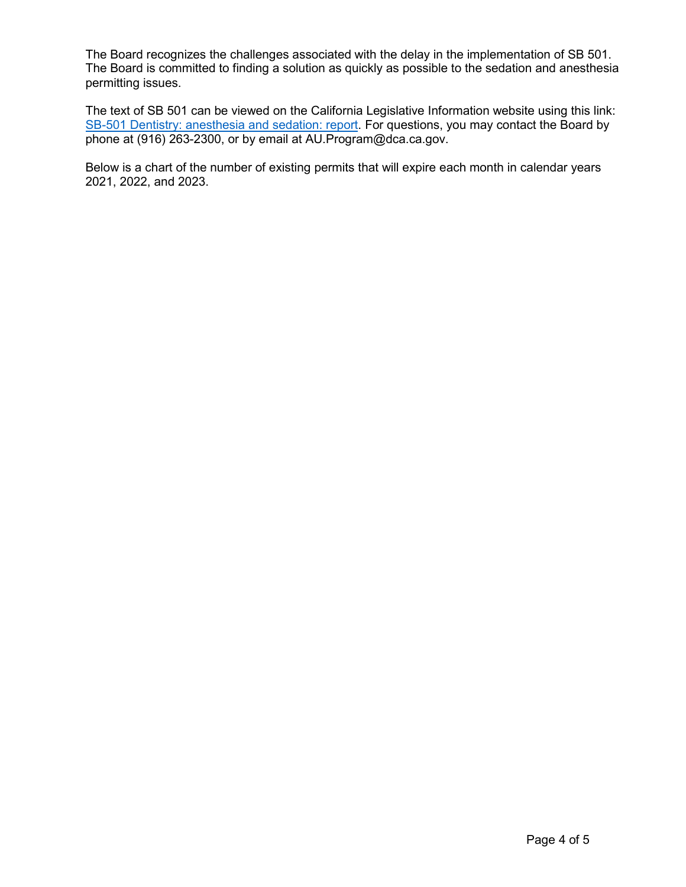The Board recognizes the challenges associated with the delay in the implementation of SB 501. The Board is committed to finding a solution as quickly as possible to the sedation and anesthesia permitting issues.

The text of SB 501 can be viewed on the California Legislative Information website using this link: [SB-501 Dentistry: anesthesia and sedation: report](). For questions, you may contact the Board by phone at (916) 263-2300, or by email at AU.Program@dca.ca.gov.

Below is a chart of the number of existing permits that will expire each month in calendar years 2021, 2022, and 2023.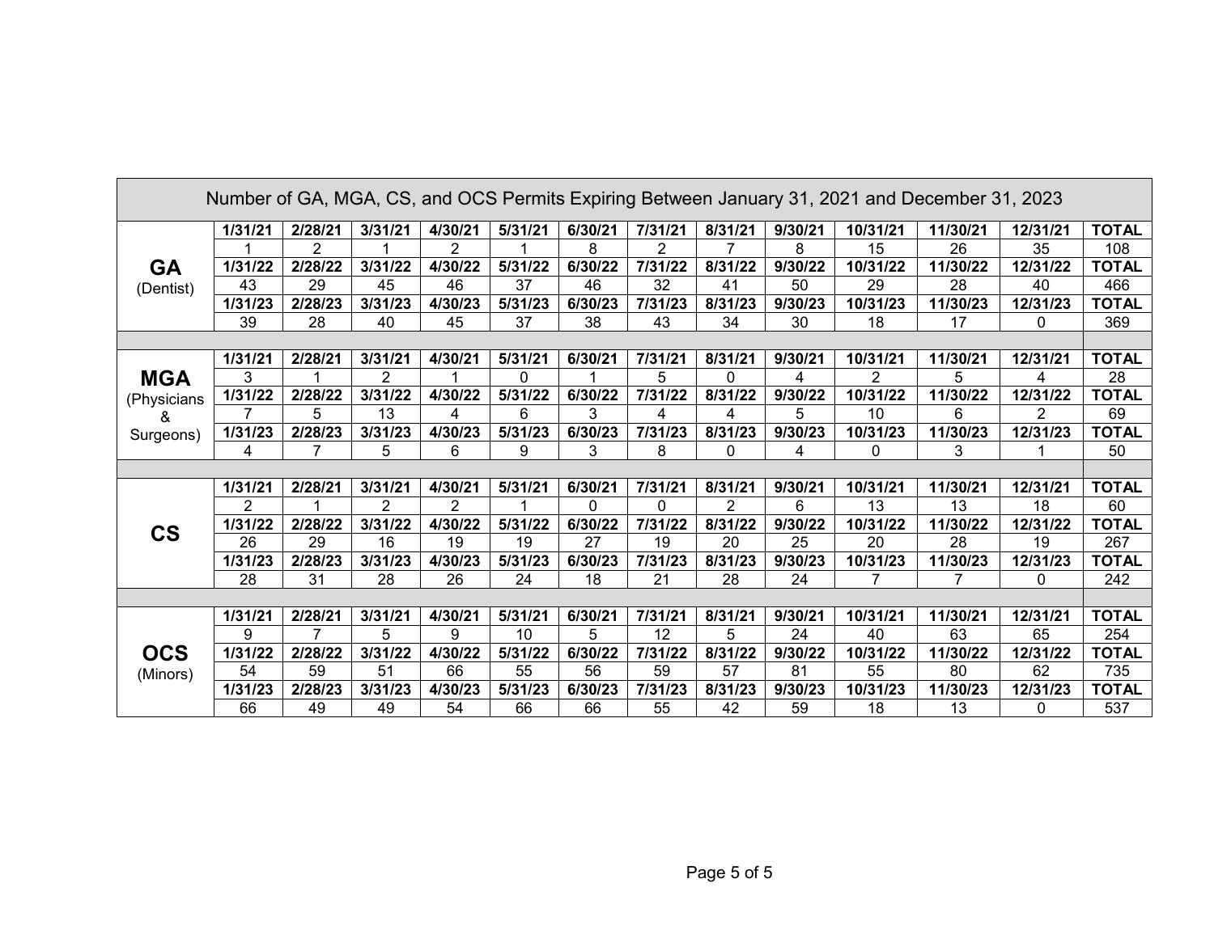| Number of GA, MGA, CS, and OCS Permits Expiring Between January 31, 2021 and December 31, 2023 | | | | | | | | | | | | | |
|---|---|---|---|---|---|---|---|---|---|---|---|---|---|
| **GA** (Dentist) | **1/31/21** | **2/28/21** | **3/31/21** | **4/30/21** | **5/31/21** | **6/30/21** | **7/31/21** | **8/31/21** | **9/30/21** | **10/31/21** | **11/30/21** | **12/31/21** | **TOTAL** |
| | 1 | 2 | 1 | 2 | 1 | 8 | 2 | 7 | 8 | 15 | 26 | 35 | 108 |
| | **1/31/22** | **2/28/22** | **3/31/22** | **4/30/22** | **5/31/22** | **6/30/22** | **7/31/22** | **8/31/22** | **9/30/22** | **10/31/22** | **11/30/22** | **12/31/22** | **TOTAL** |
| | 43 | 29 | 45 | 46 | 37 | 46 | 32 | 41 | 50 | 29 | 28 | 40 | 466 |
| | **1/31/23** | **2/28/23** | **3/31/23** | **4/30/23** | **5/31/23** | **6/30/23** | **7/31/23** | **8/31/23** | **9/30/23** | **10/31/23** | **11/30/23** | **12/31/23** | **TOTAL** |
| | 39 | 28 | 40 | 45 | 37 | 38 | 43 | 34 | 30 | 18 | 17 | 0 | 369 |
| | | | | | | | | | | | | | |
| **MGA** (Physicians & Surgeons) | **1/31/21** | **2/28/21** | **3/31/21** | **4/30/21** | **5/31/21** | **6/30/21** | **7/31/21** | **8/31/21** | **9/30/21** | **10/31/21** | **11/30/21** | **12/31/21** | **TOTAL** |
| | 3 | 1 | 2 | 1 | 0 | 1 | 5 | 0 | 4 | 2 | 5 | 4 | 28 |
| | **1/31/22** | **2/28/22** | **3/31/22** | **4/30/22** | **5/31/22** | **6/30/22** | **7/31/22** | **8/31/22** | **9/30/22** | **10/31/22** | **11/30/22** | **12/31/22** | **TOTAL** |
| | 7 | 5 | 13 | 4 | 6 | 3 | 4 | 4 | 5 | 10 | 6 | 2 | 69 |
| | **1/31/23** | **2/28/23** | **3/31/23** | **4/30/23** | **5/31/23** | **6/30/23** | **7/31/23** | **8/31/23** | **9/30/23** | **10/31/23** | **11/30/23** | **12/31/23** | **TOTAL** |
| | 4 | 7 | 5 | 6 | 9 | 3 | 8 | 0 | 4 | 0 | 3 | 1 | 50 |
| | | | | | | | | | | | | | |
| **CS** | **1/31/21** | **2/28/21** | **3/31/21** | **4/30/21** | **5/31/21** | **6/30/21** | **7/31/21** | **8/31/21** | **9/30/21** | **10/31/21** | **11/30/21** | **12/31/21** | **TOTAL** |
| | 2 | 1 | 2 | 2 | 1 | 0 | 0 | 2 | 6 | 13 | 13 | 18 | 60 |
| | **1/31/22** | **2/28/22** | **3/31/22** | **4/30/22** | **5/31/22** | **6/30/22** | **7/31/22** | **8/31/22** | **9/30/22** | **10/31/22** | **11/30/22** | **12/31/22** | **TOTAL** |
| | 26 | 29 | 16 | 19 | 19 | 27 | 19 | 20 | 25 | 20 | 28 | 19 | 267 |
| | **1/31/23** | **2/28/23** | **3/31/23** | **4/30/23** | **5/31/23** | **6/30/23** | **7/31/23** | **8/31/23** | **9/30/23** | **10/31/23** | **11/30/23** | **12/31/23** | **TOTAL** |
| | 28 | 31 | 28 | 26 | 24 | 18 | 21 | 28 | 24 | 7 | 7 | 0 | 242 |
| | | | | | | | | | | | | | |
| **OCS** (Minors) | **1/31/21** | **2/28/21** | **3/31/21** | **4/30/21** | **5/31/21** | **6/30/21** | **7/31/21** | **8/31/21** | **9/30/21** | **10/31/21** | **11/30/21** | **12/31/21** | **TOTAL** |
| | 9 | 7 | 5 | 9 | 10 | 5 | 12 | 5 | 24 | 40 | 63 | 65 | 254 |
| | **1/31/22** | **2/28/22** | **3/31/22** | **4/30/22** | **5/31/22** | **6/30/22** | **7/31/22** | **8/31/22** | **9/30/22** | **10/31/22** | **11/30/22** | **12/31/22** | **TOTAL** |
| | 54 | 59 | 51 | 66 | 55 | 56 | 59 | 57 | 81 | 55 | 80 | 62 | 735 |
| | **1/31/23** | **2/28/23** | **3/31/23** | **4/30/23** | **5/31/23** | **6/30/23** | **7/31/23** | **8/31/23** | **9/30/23** | **10/31/23** | **11/30/23** | **12/31/23** | **TOTAL** |
| | 66 | 49 | 49 | 54 | 66 | 66 | 55 | 42 | 59 | 18 | 13 | 0 | 537 |